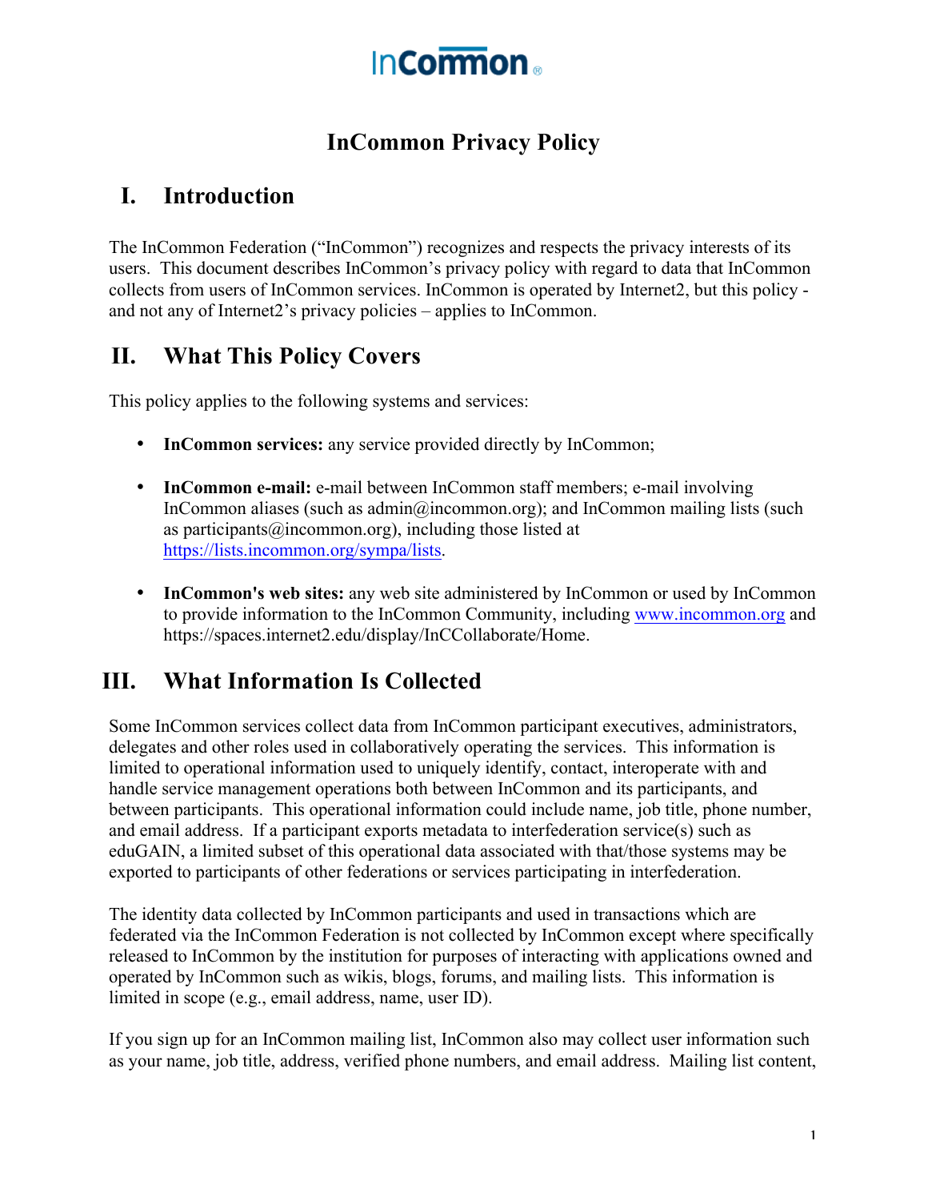InCommon®

# InCommon Privacy Policy

## I. Introduction

The InCommon Federation ("InCommon") recognizes and respects the privacy interests of its users. This document describes InCommon's privacy policy with regard to data that InCommon collects from users of InCommon services. InCommon is operated by Internet2, but this policy - and not any of Internet2's privacy policies – applies to InCommon.

## II. What This Policy Covers

This policy applies to the following systems and services:

- **InCommon services:** any service provided directly by InCommon;
- **InCommon e-mail:** e-mail between InCommon staff members; e-mail involving InCommon aliases (such as admin@incommon.org); and InCommon mailing lists (such as participants@incommon.org), including those listed at https://lists.incommon.org/sympa/lists.
- **InCommon's web sites:** any web site administered by InCommon or used by InCommon to provide information to the InCommon Community, including www.incommon.org and https://spaces.internet2.edu/display/InCCollaborate/Home.

## III. What Information Is Collected

Some InCommon services collect data from InCommon participant executives, administrators, delegates and other roles used in collaboratively operating the services. This information is limited to operational information used to uniquely identify, contact, interoperate with and handle service management operations both between InCommon and its participants, and between participants. This operational information could include name, job title, phone number, and email address. If a participant exports metadata to interfederation service(s) such as eduGAIN, a limited subset of this operational data associated with that/those systems may be exported to participants of other federations or services participating in interfederation.

The identity data collected by InCommon participants and used in transactions which are federated via the InCommon Federation is not collected by InCommon except where specifically released to InCommon by the institution for purposes of interacting with applications owned and operated by InCommon such as wikis, blogs, forums, and mailing lists. This information is limited in scope (e.g., email address, name, user ID).

If you sign up for an InCommon mailing list, InCommon also may collect user information such as your name, job title, address, verified phone numbers, and email address. Mailing list content,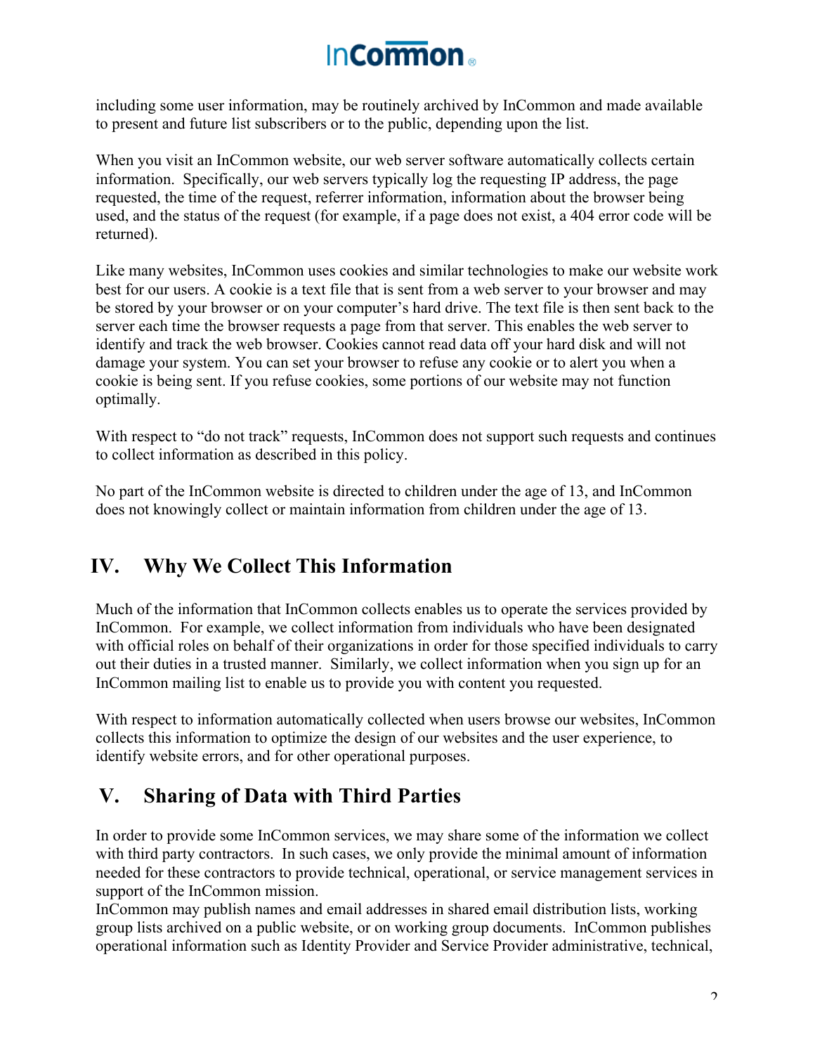including some user information, may be routinely archived by InCommon and made available to present and future list subscribers or to the public, depending upon the list.

When you visit an InCommon website, our web server software automatically collects certain information. Specifically, our web servers typically log the requesting IP address, the page requested, the time of the request, referrer information, information about the browser being used, and the status of the request (for example, if a page does not exist, a 404 error code will be returned).

Like many websites, InCommon uses cookies and similar technologies to make our website work best for our users. A cookie is a text file that is sent from a web server to your browser and may be stored by your browser or on your computer's hard drive. The text file is then sent back to the server each time the browser requests a page from that server. This enables the web server to identify and track the web browser. Cookies cannot read data off your hard disk and will not damage your system. You can set your browser to refuse any cookie or to alert you when a cookie is being sent. If you refuse cookies, some portions of our website may not function optimally.

With respect to "do not track" requests, InCommon does not support such requests and continues to collect information as described in this policy.

No part of the InCommon website is directed to children under the age of 13, and InCommon does not knowingly collect or maintain information from children under the age of 13.

## IV. Why We Collect This Information

Much of the information that InCommon collects enables us to operate the services provided by InCommon. For example, we collect information from individuals who have been designated with official roles on behalf of their organizations in order for those specified individuals to carry out their duties in a trusted manner. Similarly, we collect information when you sign up for an InCommon mailing list to enable us to provide you with content you requested.

With respect to information automatically collected when users browse our websites, InCommon collects this information to optimize the design of our websites and the user experience, to identify website errors, and for other operational purposes.

## V. Sharing of Data with Third Parties

In order to provide some InCommon services, we may share some of the information we collect with third party contractors. In such cases, we only provide the minimal amount of information needed for these contractors to provide technical, operational, or service management services in support of the InCommon mission.
InCommon may publish names and email addresses in shared email distribution lists, working group lists archived on a public website, or on working group documents. InCommon publishes operational information such as Identity Provider and Service Provider administrative, technical,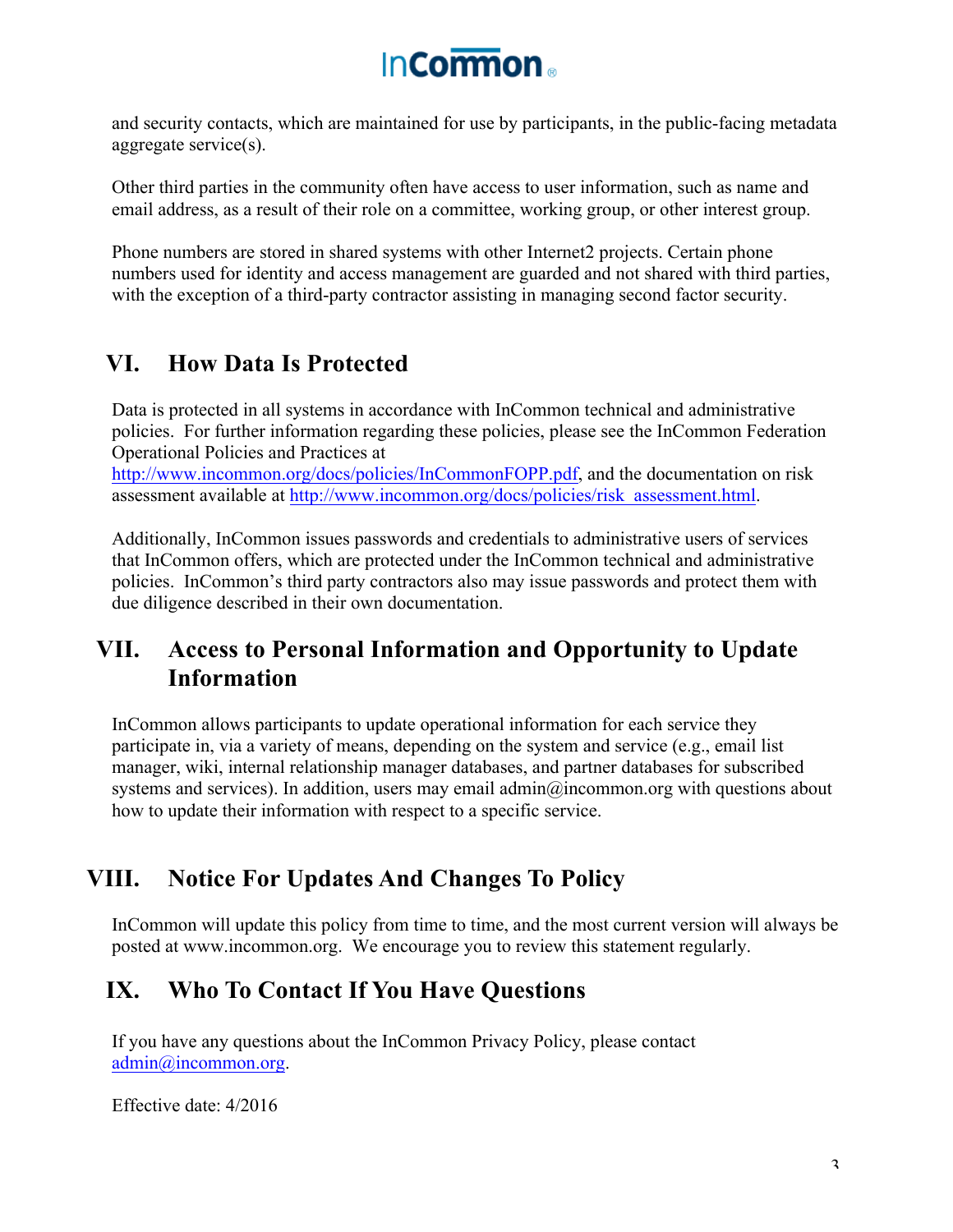and security contacts, which are maintained for use by participants, in the public-facing metadata aggregate service(s).

Other third parties in the community often have access to user information, such as name and email address, as a result of their role on a committee, working group, or other interest group.

Phone numbers are stored in shared systems with other Internet2 projects. Certain phone numbers used for identity and access management are guarded and not shared with third parties, with the exception of a third-party contractor assisting in managing second factor security.

## VI. How Data Is Protected

Data is protected in all systems in accordance with InCommon technical and administrative policies. For further information regarding these policies, please see the InCommon Federation Operational Policies and Practices at http://www.incommon.org/docs/policies/InCommonFOPP.pdf, and the documentation on risk assessment available at http://www.incommon.org/docs/policies/risk_assessment.html.

Additionally, InCommon issues passwords and credentials to administrative users of services that InCommon offers, which are protected under the InCommon technical and administrative policies. InCommon's third party contractors also may issue passwords and protect them with due diligence described in their own documentation.

## VII. Access to Personal Information and Opportunity to Update Information

InCommon allows participants to update operational information for each service they participate in, via a variety of means, depending on the system and service (e.g., email list manager, wiki, internal relationship manager databases, and partner databases for subscribed systems and services). In addition, users may email admin@incommon.org with questions about how to update their information with respect to a specific service.

## VIII. Notice For Updates And Changes To Policy

InCommon will update this policy from time to time, and the most current version will always be posted at www.incommon.org. We encourage you to review this statement regularly.

## IX. Who To Contact If You Have Questions

If you have any questions about the InCommon Privacy Policy, please contact admin@incommon.org.

Effective date: 4/2016